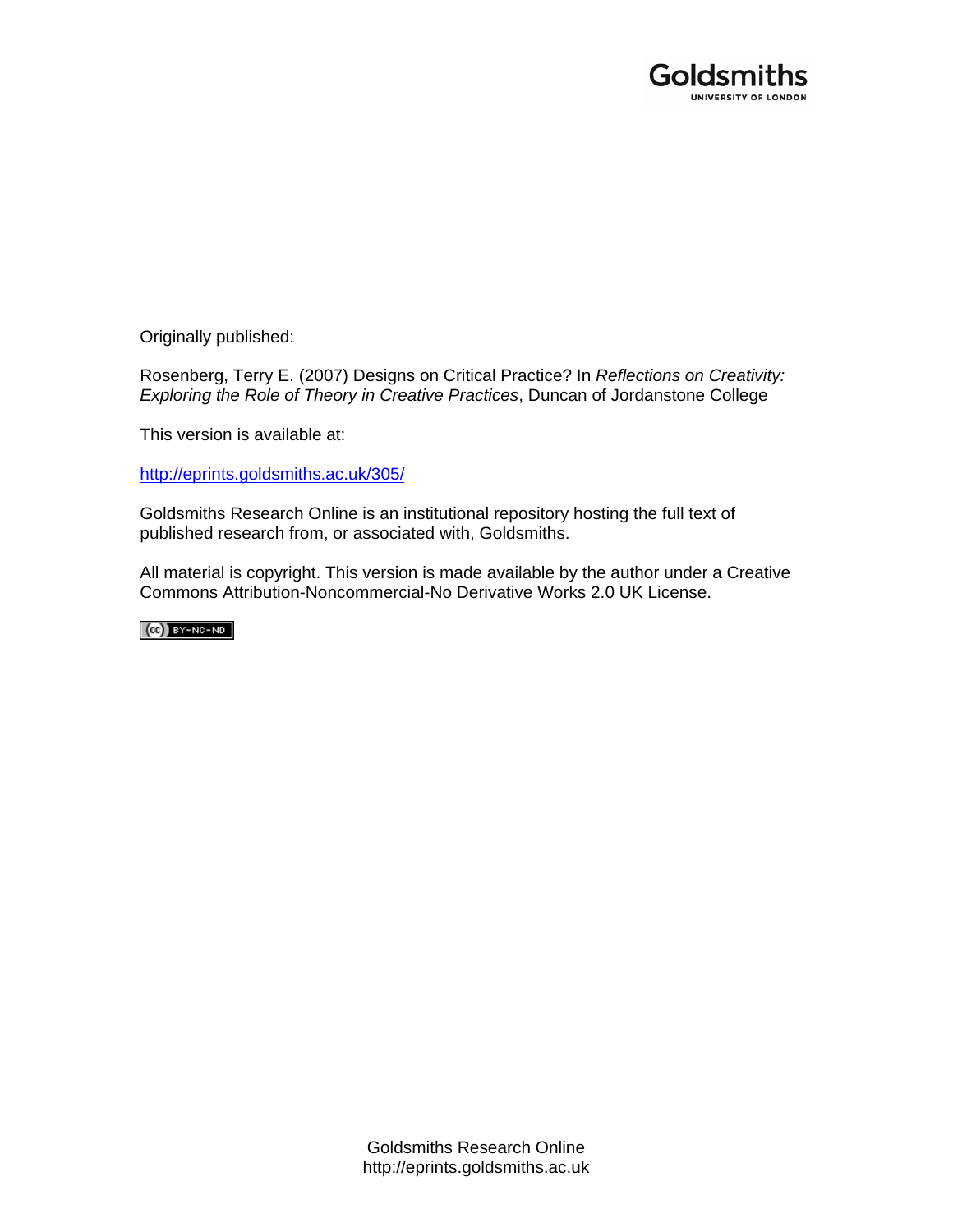Goldsmiths
UNIVERSITY OF LONDON

Originally published:

Rosenberg, Terry E. (2007) Designs on Critical Practice? In *Reflections on Creativity: Exploring the Role of Theory in Creative Practices*, Duncan of Jordanstone College

This version is available at:

http://eprints.goldsmiths.ac.uk/305/

Goldsmiths Research Online is an institutional repository hosting the full text of published research from, or associated with, Goldsmiths.

All material is copyright. This version is made available by the author under a Creative Commons Attribution-Noncommercial-No Derivative Works 2.0 UK License.

(cc) BY-NC-ND

Goldsmiths Research Online
http://eprints.goldsmiths.ac.uk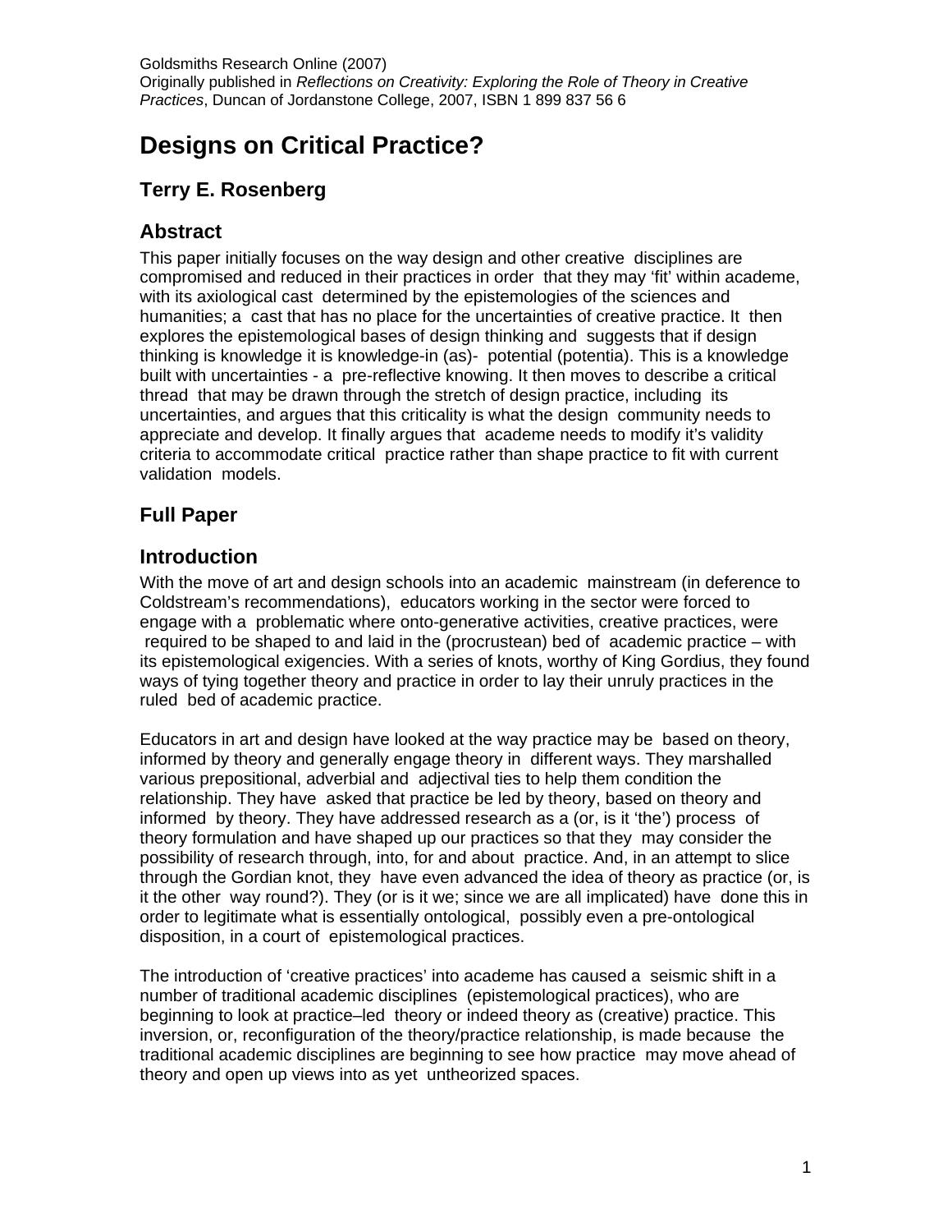Goldsmiths Research Online (2007)
Originally published in *Reflections on Creativity: Exploring the Role of Theory in Creative Practices*, Duncan of Jordanstone College, 2007, ISBN 1 899 837 56 6

# Designs on Critical Practice?

## Terry E. Rosenberg

## Abstract

This paper initially focuses on the way design and other creative disciplines are compromised and reduced in their practices in order that they may 'fit' within academe, with its axiological cast determined by the epistemologies of the sciences and humanities; a cast that has no place for the uncertainties of creative practice. It then explores the epistemological bases of design thinking and suggests that if design thinking is knowledge it is knowledge-in (as)- potential (potentia). This is a knowledge built with uncertainties - a pre-reflective knowing. It then moves to describe a critical thread that may be drawn through the stretch of design practice, including its uncertainties, and argues that this criticality is what the design community needs to appreciate and develop. It finally argues that academe needs to modify it's validity criteria to accommodate critical practice rather than shape practice to fit with current validation models.

## Full Paper

## Introduction

With the move of art and design schools into an academic mainstream (in deference to Coldstream's recommendations), educators working in the sector were forced to engage with a problematic where onto-generative activities, creative practices, were required to be shaped to and laid in the (procrustean) bed of academic practice – with its epistemological exigencies. With a series of knots, worthy of King Gordius, they found ways of tying together theory and practice in order to lay their unruly practices in the ruled bed of academic practice.

Educators in art and design have looked at the way practice may be based on theory, informed by theory and generally engage theory in different ways. They marshalled various prepositional, adverbial and adjectival ties to help them condition the relationship. They have asked that practice be led by theory, based on theory and informed by theory. They have addressed research as a (or, is it 'the') process of theory formulation and have shaped up our practices so that they may consider the possibility of research through, into, for and about practice. And, in an attempt to slice through the Gordian knot, they have even advanced the idea of theory as practice (or, is it the other way round?). They (or is it we; since we are all implicated) have done this in order to legitimate what is essentially ontological, possibly even a pre-ontological disposition, in a court of epistemological practices.

The introduction of 'creative practices' into academe has caused a seismic shift in a number of traditional academic disciplines (epistemological practices), who are beginning to look at practice–led theory or indeed theory as (creative) practice. This inversion, or, reconfiguration of the theory/practice relationship, is made because the traditional academic disciplines are beginning to see how practice may move ahead of theory and open up views into as yet untheorized spaces.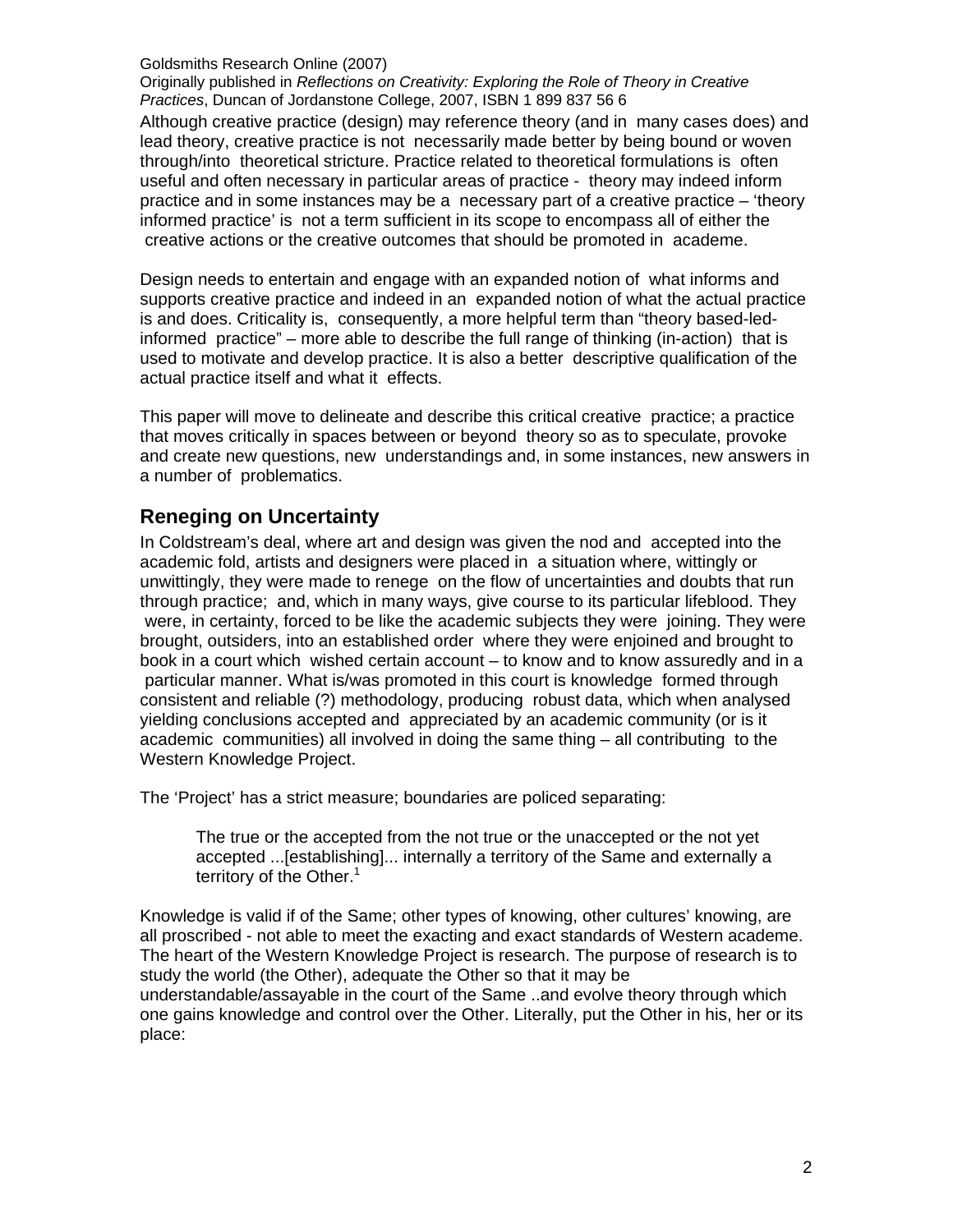Although creative practice (design) may reference theory (and in many cases does) and lead theory, creative practice is not necessarily made better by being bound or woven through/into theoretical stricture. Practice related to theoretical formulations is often useful and often necessary in particular areas of practice - theory may indeed inform practice and in some instances may be a necessary part of a creative practice – 'theory informed practice' is not a term sufficient in its scope to encompass all of either the creative actions or the creative outcomes that should be promoted in academe.

Design needs to entertain and engage with an expanded notion of what informs and supports creative practice and indeed in an expanded notion of what the actual practice is and does. Criticality is, consequently, a more helpful term than "theory based-led-informed practice" – more able to describe the full range of thinking (in-action) that is used to motivate and develop practice. It is also a better descriptive qualification of the actual practice itself and what it effects.

This paper will move to delineate and describe this critical creative practice; a practice that moves critically in spaces between or beyond theory so as to speculate, provoke and create new questions, new understandings and, in some instances, new answers in a number of problematics.

## Reneging on Uncertainty

In Coldstream's deal, where art and design was given the nod and accepted into the academic fold, artists and designers were placed in a situation where, wittingly or unwittingly, they were made to renege on the flow of uncertainties and doubts that run through practice; and, which in many ways, give course to its particular lifeblood. They were, in certainty, forced to be like the academic subjects they were joining. They were brought, outsiders, into an established order where they were enjoined and brought to book in a court which wished certain account – to know and to know assuredly and in a particular manner. What is/was promoted in this court is knowledge formed through consistent and reliable (?) methodology, producing robust data, which when analysed yielding conclusions accepted and appreciated by an academic community (or is it academic communities) all involved in doing the same thing – all contributing to the Western Knowledge Project.

The 'Project' has a strict measure; boundaries are policed separating:

> The true or the accepted from the not true or the unaccepted or the not yet accepted ...[establishing]... internally a territory of the Same and externally a territory of the Other.[1]

Knowledge is valid if of the Same; other types of knowing, other cultures' knowing, are all proscribed - not able to meet the exacting and exact standards of Western academe. The heart of the Western Knowledge Project is research. The purpose of research is to study the world (the Other), adequate the Other so that it may be understandable/assayable in the court of the Same ..and evolve theory through which one gains knowledge and control over the Other. Literally, put the Other in his, her or its place: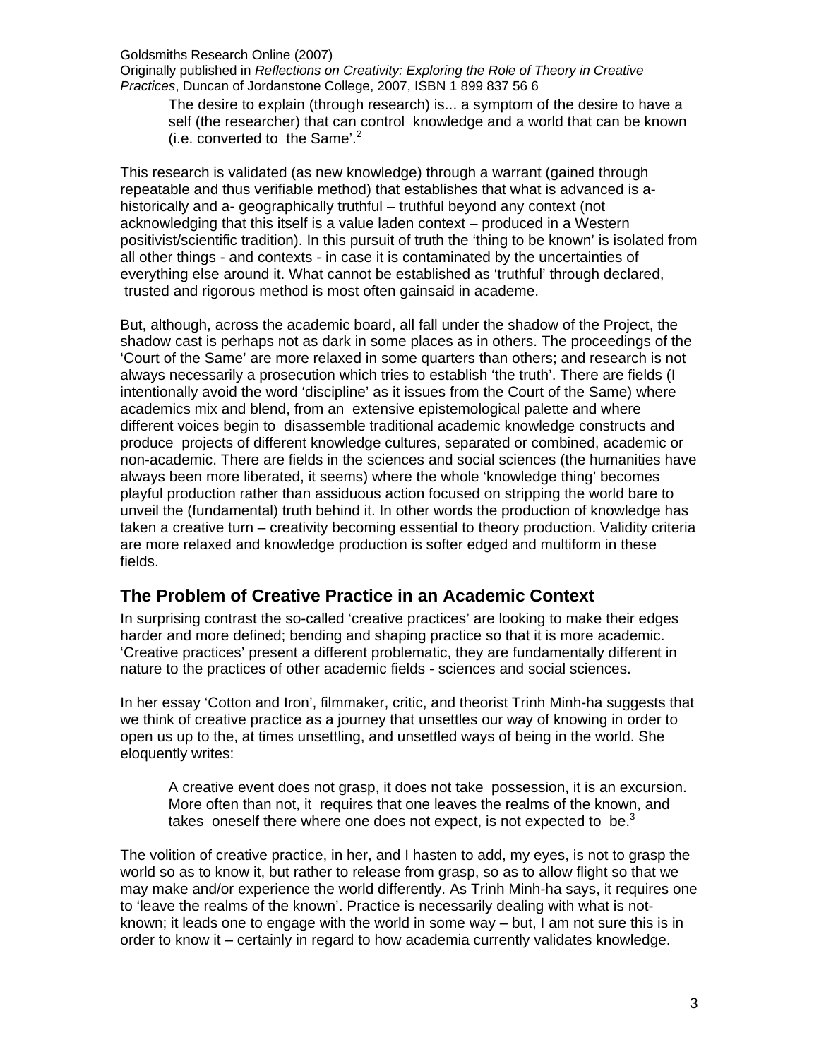The desire to explain (through research) is... a symptom of the desire to have a self (the researcher) that can control knowledge and a world that can be known (i.e. converted to the Same'.[2]

This research is validated (as new knowledge) through a warrant (gained through repeatable and thus verifiable method) that establishes that what is advanced is a-historically and a- geographically truthful – truthful beyond any context (not acknowledging that this itself is a value laden context – produced in a Western positivist/scientific tradition). In this pursuit of truth the 'thing to be known' is isolated from all other things - and contexts - in case it is contaminated by the uncertainties of everything else around it. What cannot be established as 'truthful' through declared, trusted and rigorous method is most often gainsaid in academe.

But, although, across the academic board, all fall under the shadow of the Project, the shadow cast is perhaps not as dark in some places as in others. The proceedings of the 'Court of the Same' are more relaxed in some quarters than others; and research is not always necessarily a prosecution which tries to establish 'the truth'. There are fields (I intentionally avoid the word 'discipline' as it issues from the Court of the Same) where academics mix and blend, from an extensive epistemological palette and where different voices begin to disassemble traditional academic knowledge constructs and produce projects of different knowledge cultures, separated or combined, academic or non-academic. There are fields in the sciences and social sciences (the humanities have always been more liberated, it seems) where the whole 'knowledge thing' becomes playful production rather than assiduous action focused on stripping the world bare to unveil the (fundamental) truth behind it. In other words the production of knowledge has taken a creative turn – creativity becoming essential to theory production. Validity criteria are more relaxed and knowledge production is softer edged and multiform in these fields.

## The Problem of Creative Practice in an Academic Context

In surprising contrast the so-called 'creative practices' are looking to make their edges harder and more defined; bending and shaping practice so that it is more academic. 'Creative practices' present a different problematic, they are fundamentally different in nature to the practices of other academic fields - sciences and social sciences.

In her essay 'Cotton and Iron', filmmaker, critic, and theorist Trinh Minh-ha suggests that we think of creative practice as a journey that unsettles our way of knowing in order to open us up to the, at times unsettling, and unsettled ways of being in the world. She eloquently writes:

> A creative event does not grasp, it does not take possession, it is an excursion. More often than not, it requires that one leaves the realms of the known, and takes oneself there where one does not expect, is not expected to be.[3]

The volition of creative practice, in her, and I hasten to add, my eyes, is not to grasp the world so as to know it, but rather to release from grasp, so as to allow flight so that we may make and/or experience the world differently. As Trinh Minh-ha says, it requires one to 'leave the realms of the known'. Practice is necessarily dealing with what is not-known; it leads one to engage with the world in some way – but, I am not sure this is in order to know it – certainly in regard to how academia currently validates knowledge.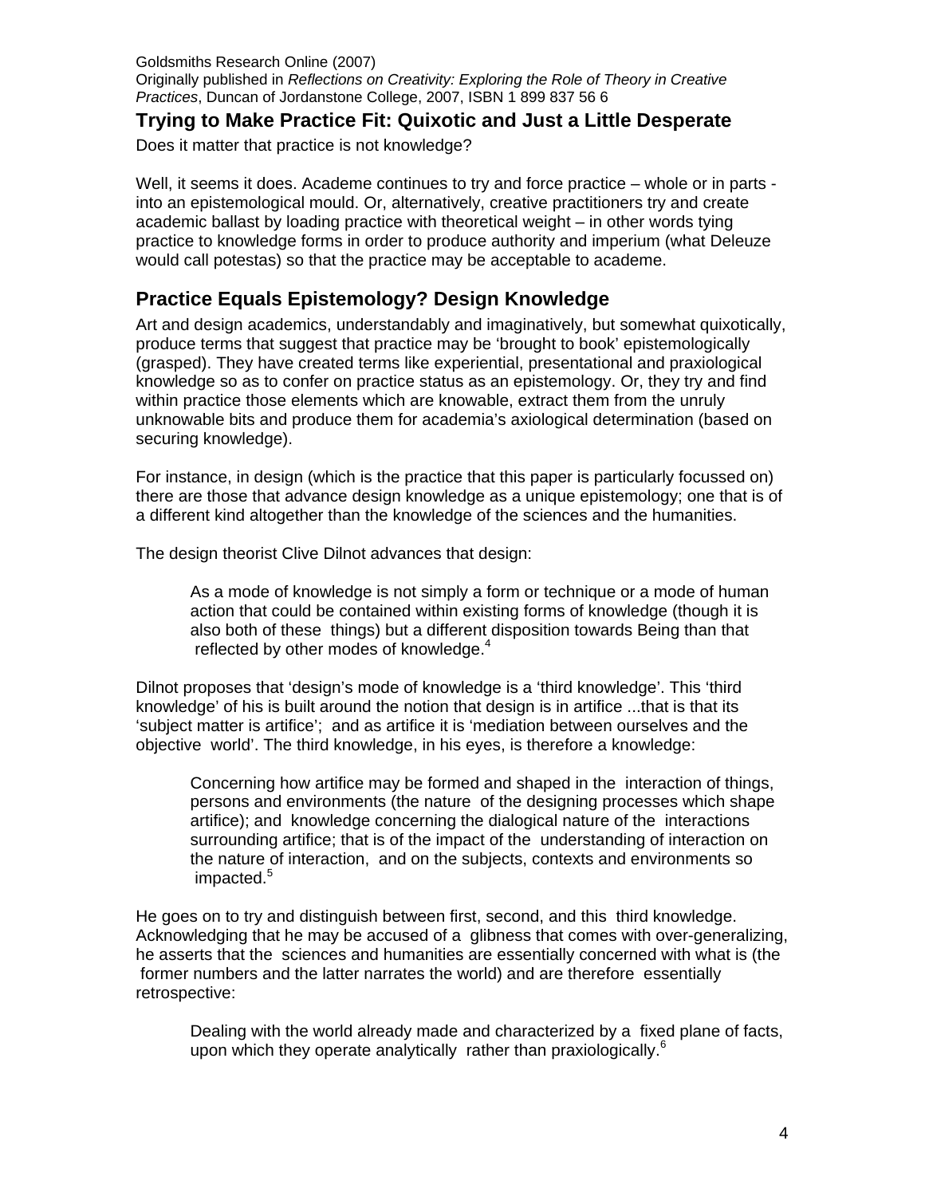## Trying to Make Practice Fit: Quixotic and Just a Little Desperate

Does it matter that practice is not knowledge?

Well, it seems it does. Academe continues to try and force practice – whole or in parts - into an epistemological mould. Or, alternatively, creative practitioners try and create academic ballast by loading practice with theoretical weight – in other words tying practice to knowledge forms in order to produce authority and imperium (what Deleuze would call potestas) so that the practice may be acceptable to academe.

## Practice Equals Epistemology? Design Knowledge

Art and design academics, understandably and imaginatively, but somewhat quixotically, produce terms that suggest that practice may be 'brought to book' epistemologically (grasped). They have created terms like experiential, presentational and praxiological knowledge so as to confer on practice status as an epistemology. Or, they try and find within practice those elements which are knowable, extract them from the unruly unknowable bits and produce them for academia's axiological determination (based on securing knowledge).

For instance, in design (which is the practice that this paper is particularly focussed on) there are those that advance design knowledge as a unique epistemology; one that is of a different kind altogether than the knowledge of the sciences and the humanities.

The design theorist Clive Dilnot advances that design:

> As a mode of knowledge is not simply a form or technique or a mode of human action that could be contained within existing forms of knowledge (though it is also both of these things) but a different disposition towards Being than that reflected by other modes of knowledge.[4]

Dilnot proposes that 'design's mode of knowledge is a 'third knowledge'. This 'third knowledge' of his is built around the notion that design is in artifice ...that is that its 'subject matter is artifice'; and as artifice it is 'mediation between ourselves and the objective world'. The third knowledge, in his eyes, is therefore a knowledge:

> Concerning how artifice may be formed and shaped in the interaction of things, persons and environments (the nature of the designing processes which shape artifice); and knowledge concerning the dialogical nature of the interactions surrounding artifice; that is of the impact of the understanding of interaction on the nature of interaction, and on the subjects, contexts and environments so impacted.[5]

He goes on to try and distinguish between first, second, and this third knowledge. Acknowledging that he may be accused of a glibness that comes with over-generalizing, he asserts that the sciences and humanities are essentially concerned with what is (the former numbers and the latter narrates the world) and are therefore essentially retrospective:

> Dealing with the world already made and characterized by a fixed plane of facts, upon which they operate analytically rather than praxiologically.[6]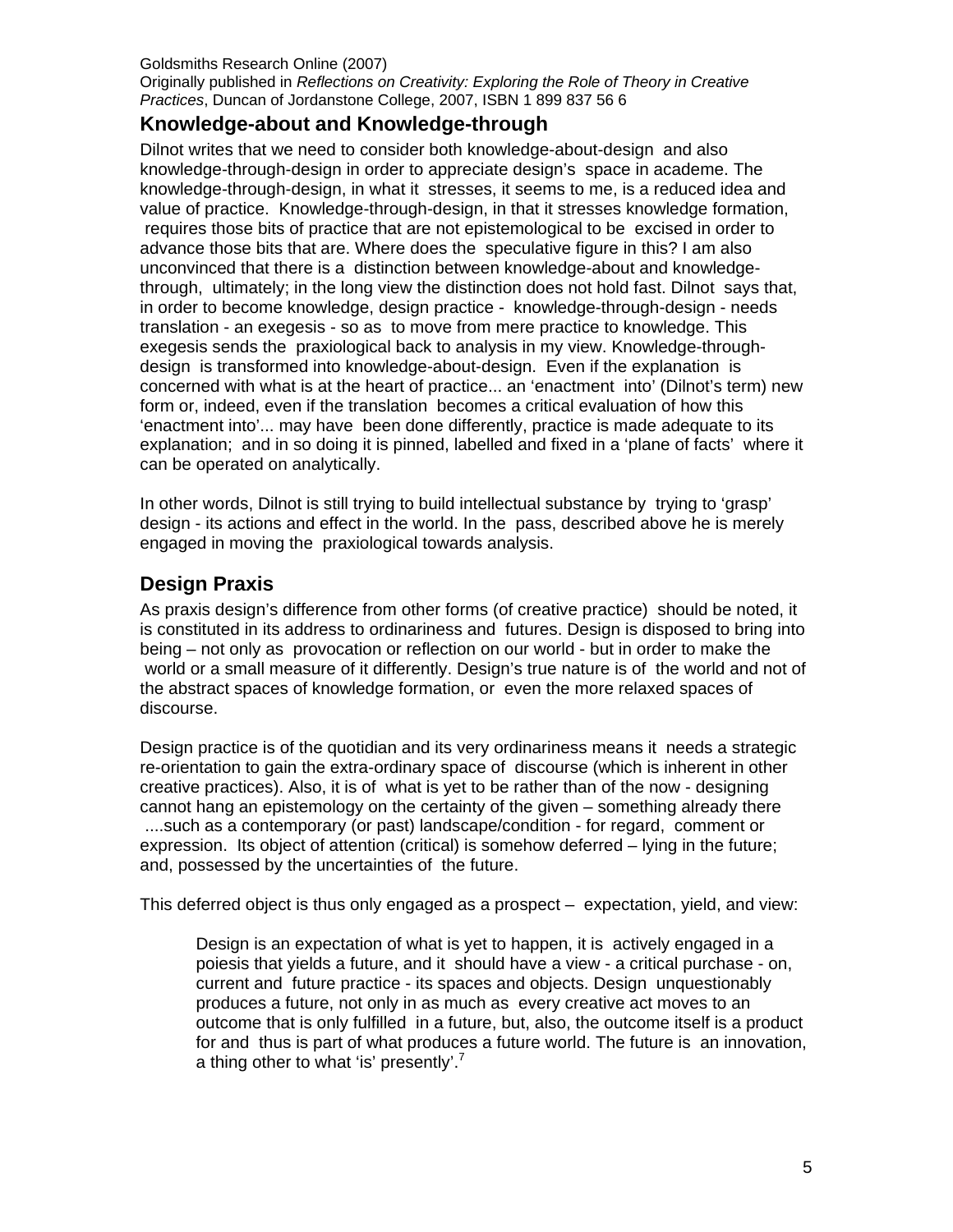## Knowledge-about and Knowledge-through

Dilnot writes that we need to consider both knowledge-about-design and also knowledge-through-design in order to appreciate design's space in academe. The knowledge-through-design, in what it stresses, it seems to me, is a reduced idea and value of practice. Knowledge-through-design, in that it stresses knowledge formation, requires those bits of practice that are not epistemological to be excised in order to advance those bits that are. Where does the speculative figure in this? I am also unconvinced that there is a distinction between knowledge-about and knowledge-through, ultimately; in the long view the distinction does not hold fast. Dilnot says that, in order to become knowledge, design practice - knowledge-through-design - needs translation - an exegesis - so as to move from mere practice to knowledge. This exegesis sends the praxiological back to analysis in my view. Knowledge-through-design is transformed into knowledge-about-design. Even if the explanation is concerned with what is at the heart of practice... an 'enactment into' (Dilnot's term) new form or, indeed, even if the translation becomes a critical evaluation of how this 'enactment into'... may have been done differently, practice is made adequate to its explanation; and in so doing it is pinned, labelled and fixed in a 'plane of facts' where it can be operated on analytically.

In other words, Dilnot is still trying to build intellectual substance by trying to 'grasp' design - its actions and effect in the world. In the pass, described above he is merely engaged in moving the praxiological towards analysis.

## Design Praxis

As praxis design's difference from other forms (of creative practice) should be noted, it is constituted in its address to ordinariness and futures. Design is disposed to bring into being – not only as provocation or reflection on our world - but in order to make the world or a small measure of it differently. Design's true nature is of the world and not of the abstract spaces of knowledge formation, or even the more relaxed spaces of discourse.

Design practice is of the quotidian and its very ordinariness means it needs a strategic re-orientation to gain the extra-ordinary space of discourse (which is inherent in other creative practices). Also, it is of what is yet to be rather than of the now - designing cannot hang an epistemology on the certainty of the given – something already there ....such as a contemporary (or past) landscape/condition - for regard, comment or expression. Its object of attention (critical) is somehow deferred – lying in the future; and, possessed by the uncertainties of the future.

This deferred object is thus only engaged as a prospect – expectation, yield, and view:

> Design is an expectation of what is yet to happen, it is actively engaged in a poiesis that yields a future, and it should have a view - a critical purchase - on, current and future practice - its spaces and objects. Design unquestionably produces a future, not only in as much as every creative act moves to an outcome that is only fulfilled in a future, but, also, the outcome itself is a product for and thus is part of what produces a future world. The future is an innovation, a thing other to what 'is' presently'.[7]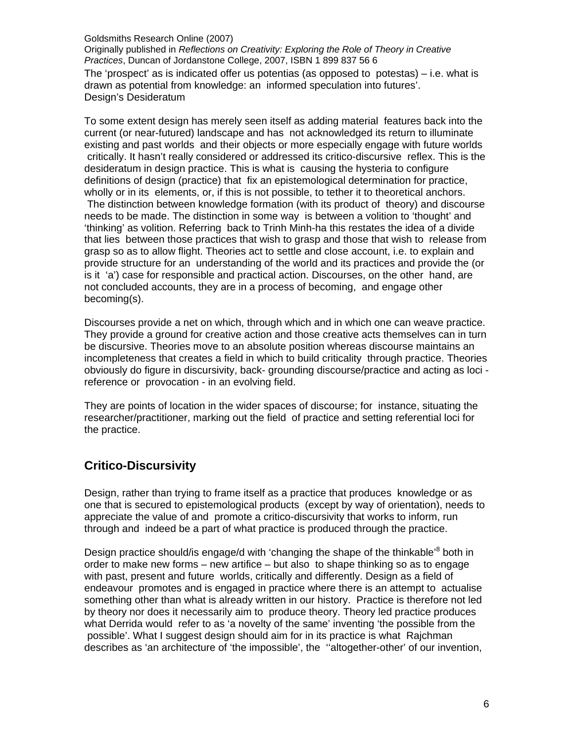The 'prospect' as is indicated offer us potentias (as opposed to potestas) – i.e. what is drawn as potential from knowledge: an informed speculation into futures'.

Design's Desideratum

To some extent design has merely seen itself as adding material features back into the current (or near-futured) landscape and has not acknowledged its return to illuminate existing and past worlds and their objects or more especially engage with future worlds critically. It hasn't really considered or addressed its critico-discursive reflex. This is the desideratum in design practice. This is what is causing the hysteria to configure definitions of design (practice) that fix an epistemological determination for practice, wholly or in its elements, or, if this is not possible, to tether it to theoretical anchors. The distinction between knowledge formation (with its product of theory) and discourse needs to be made. The distinction in some way is between a volition to 'thought' and 'thinking' as volition. Referring back to Trinh Minh-ha this restates the idea of a divide that lies between those practices that wish to grasp and those that wish to release from grasp so as to allow flight. Theories act to settle and close account, i.e. to explain and provide structure for an understanding of the world and its practices and provide the (or is it 'a') case for responsible and practical action. Discourses, on the other hand, are not concluded accounts, they are in a process of becoming, and engage other becoming(s).

Discourses provide a net on which, through which and in which one can weave practice. They provide a ground for creative action and those creative acts themselves can in turn be discursive. Theories move to an absolute position whereas discourse maintains an incompleteness that creates a field in which to build criticality through practice. Theories obviously do figure in discursivity, back- grounding discourse/practice and acting as loci - reference or provocation - in an evolving field.

They are points of location in the wider spaces of discourse; for instance, situating the researcher/practitioner, marking out the field of practice and setting referential loci for the practice.

## Critico-Discursivity

Design, rather than trying to frame itself as a practice that produces knowledge or as one that is secured to epistemological products (except by way of orientation), needs to appreciate the value of and promote a critico-discursivity that works to inform, run through and indeed be a part of what practice is produced through the practice.

Design practice should/is engage/d with 'changing the shape of the thinkable'[8] both in order to make new forms – new artifice – but also to shape thinking so as to engage with past, present and future worlds, critically and differently. Design as a field of endeavour promotes and is engaged in practice where there is an attempt to actualise something other than what is already written in our history. Practice is therefore not led by theory nor does it necessarily aim to produce theory. Theory led practice produces what Derrida would refer to as 'a novelty of the same' inventing 'the possible from the possible'. What I suggest design should aim for in its practice is what Rajchman describes as 'an architecture of 'the impossible', the ''altogether-other' of our invention,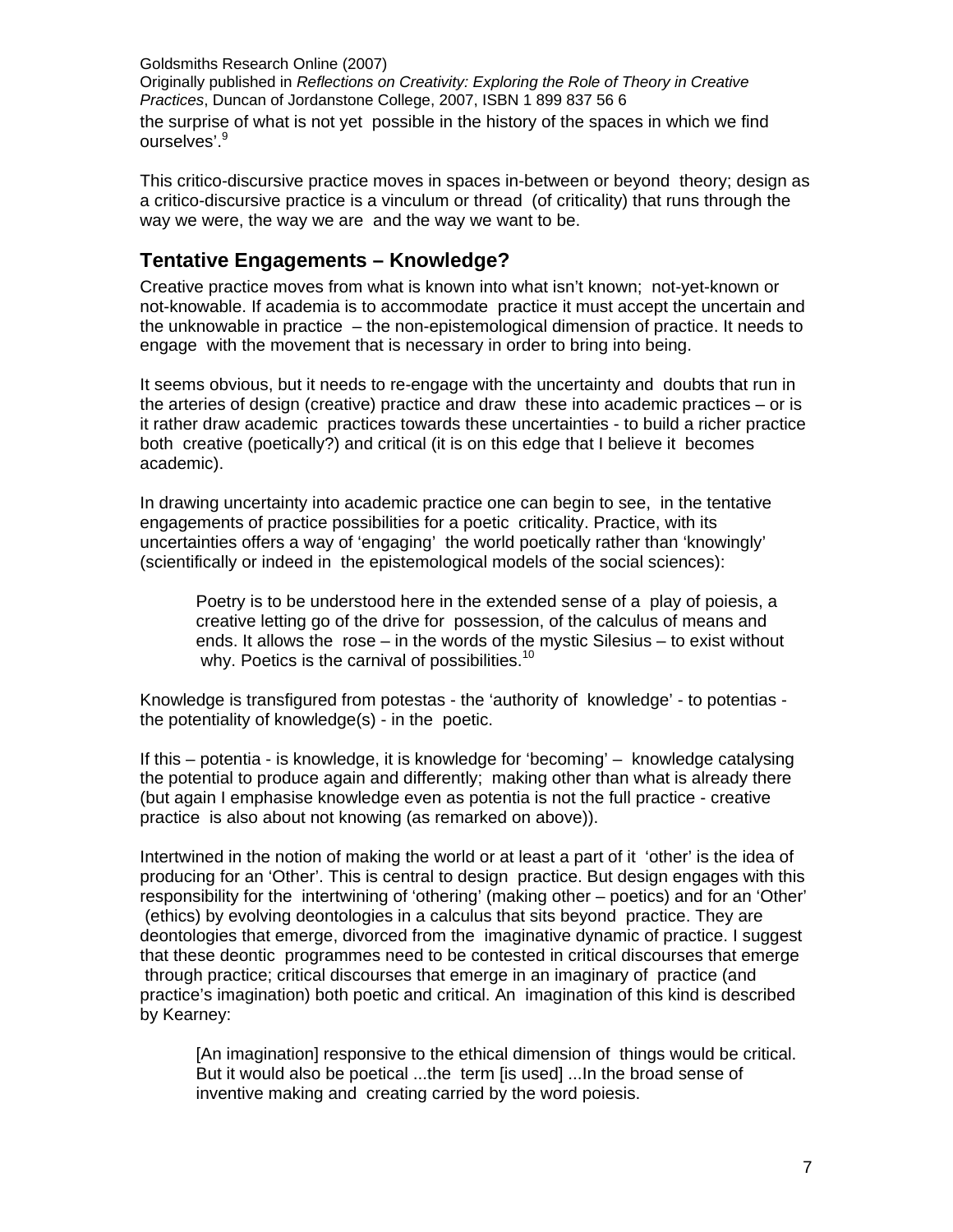the surprise of what is not yet possible in the history of the spaces in which we find ourselves'.[9]

This critico-discursive practice moves in spaces in-between or beyond theory; design as a critico-discursive practice is a vinculum or thread (of criticality) that runs through the way we were, the way we are and the way we want to be.

## Tentative Engagements – Knowledge?

Creative practice moves from what is known into what isn't known; not-yet-known or not-knowable. If academia is to accommodate practice it must accept the uncertain and the unknowable in practice – the non-epistemological dimension of practice. It needs to engage with the movement that is necessary in order to bring into being.

It seems obvious, but it needs to re-engage with the uncertainty and doubts that run in the arteries of design (creative) practice and draw these into academic practices – or is it rather draw academic practices towards these uncertainties - to build a richer practice both creative (poetically?) and critical (it is on this edge that I believe it becomes academic).

In drawing uncertainty into academic practice one can begin to see, in the tentative engagements of practice possibilities for a poetic criticality. Practice, with its uncertainties offers a way of 'engaging' the world poetically rather than 'knowingly' (scientifically or indeed in the epistemological models of the social sciences):

> Poetry is to be understood here in the extended sense of a play of poiesis, a creative letting go of the drive for possession, of the calculus of means and ends. It allows the rose – in the words of the mystic Silesius – to exist without why. Poetics is the carnival of possibilities.[10]

Knowledge is transfigured from potestas - the 'authority of knowledge' - to potentias - the potentiality of knowledge(s) - in the poetic.

If this – potentia - is knowledge, it is knowledge for 'becoming' – knowledge catalysing the potential to produce again and differently; making other than what is already there (but again I emphasise knowledge even as potentia is not the full practice - creative practice is also about not knowing (as remarked on above)).

Intertwined in the notion of making the world or at least a part of it 'other' is the idea of producing for an 'Other'. This is central to design practice. But design engages with this responsibility for the intertwining of 'othering' (making other – poetics) and for an 'Other' (ethics) by evolving deontologies in a calculus that sits beyond practice. They are deontologies that emerge, divorced from the imaginative dynamic of practice. I suggest that these deontic programmes need to be contested in critical discourses that emerge through practice; critical discourses that emerge in an imaginary of practice (and practice's imagination) both poetic and critical. An imagination of this kind is described by Kearney:

> [An imagination] responsive to the ethical dimension of things would be critical. But it would also be poetical ...the term [is used] ...In the broad sense of inventive making and creating carried by the word poiesis.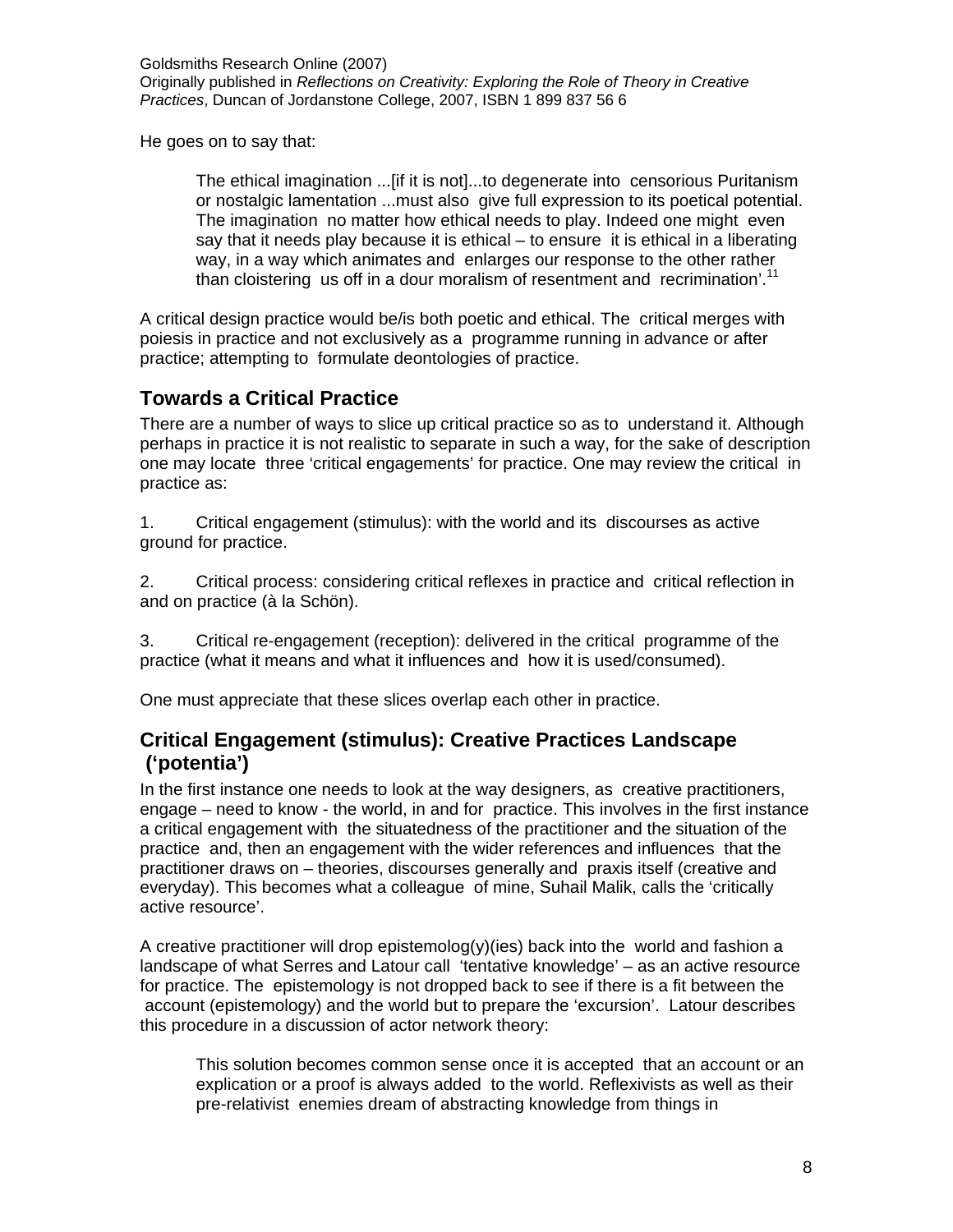He goes on to say that:

> The ethical imagination ...[if it is not]...to degenerate into censorious Puritanism or nostalgic lamentation ...must also give full expression to its poetical potential. The imagination no matter how ethical needs to play. Indeed one might even say that it needs play because it is ethical – to ensure it is ethical in a liberating way, in a way which animates and enlarges our response to the other rather than cloistering us off in a dour moralism of resentment and recrimination'.[11]

A critical design practice would be/is both poetic and ethical. The critical merges with poiesis in practice and not exclusively as a programme running in advance or after practice; attempting to formulate deontologies of practice.

## Towards a Critical Practice

There are a number of ways to slice up critical practice so as to understand it. Although perhaps in practice it is not realistic to separate in such a way, for the sake of description one may locate three 'critical engagements' for practice. One may review the critical in practice as:

1. Critical engagement (stimulus): with the world and its discourses as active ground for practice.

2. Critical process: considering critical reflexes in practice and critical reflection in and on practice (à la Schön).

3. Critical re-engagement (reception): delivered in the critical programme of the practice (what it means and what it influences and how it is used/consumed).

One must appreciate that these slices overlap each other in practice.

## Critical Engagement (stimulus): Creative Practices Landscape ('potentia')

In the first instance one needs to look at the way designers, as creative practitioners, engage – need to know - the world, in and for practice. This involves in the first instance a critical engagement with the situatedness of the practitioner and the situation of the practice and, then an engagement with the wider references and influences that the practitioner draws on – theories, discourses generally and praxis itself (creative and everyday). This becomes what a colleague of mine, Suhail Malik, calls the 'critically active resource'.

A creative practitioner will drop epistemolog(y)(ies) back into the world and fashion a landscape of what Serres and Latour call 'tentative knowledge' – as an active resource for practice. The epistemology is not dropped back to see if there is a fit between the account (epistemology) and the world but to prepare the 'excursion'. Latour describes this procedure in a discussion of actor network theory:

> This solution becomes common sense once it is accepted that an account or an explication or a proof is always added to the world. Reflexivists as well as their pre-relativist enemies dream of abstracting knowledge from things in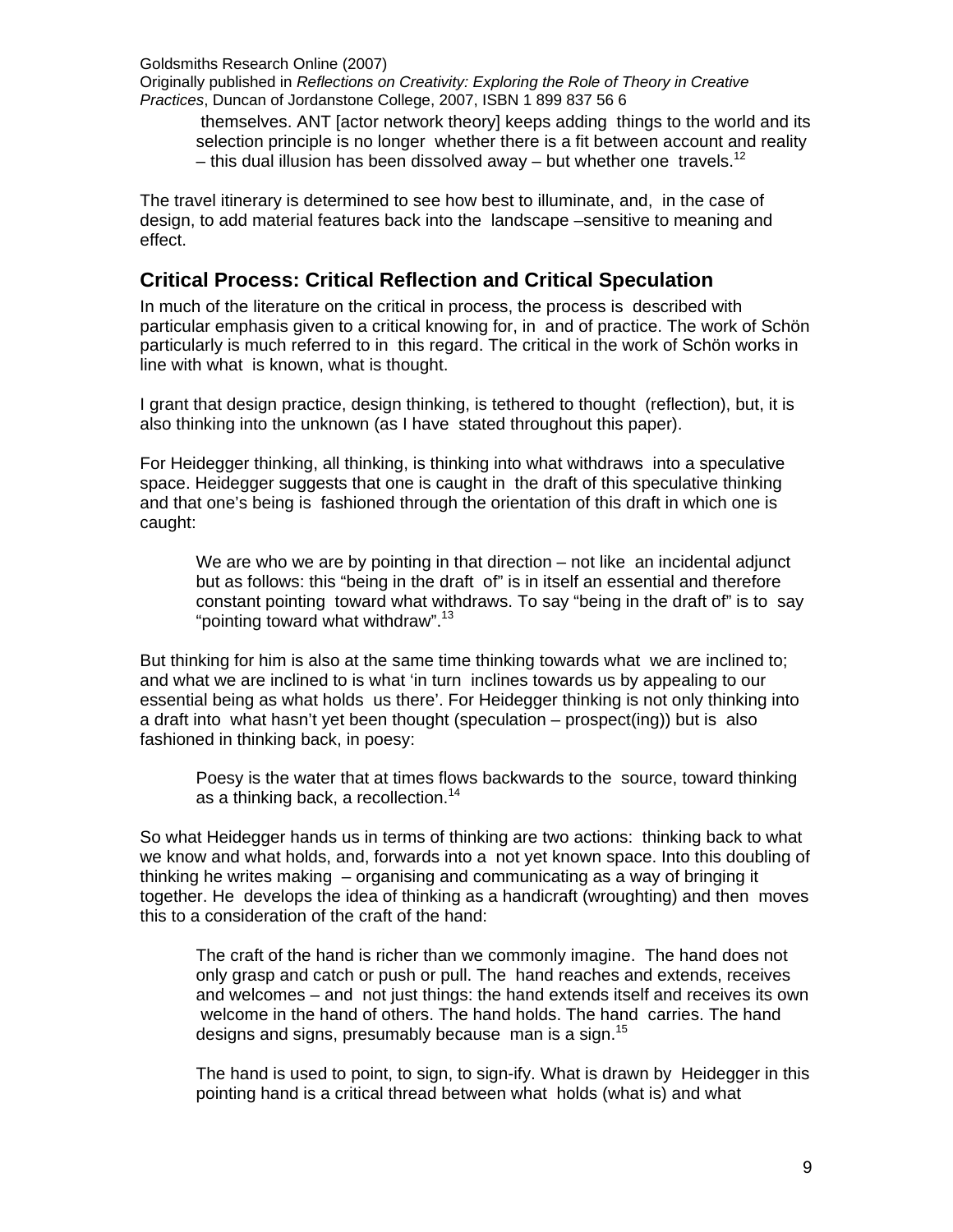themselves. ANT [actor network theory] keeps adding things to the world and its selection principle is no longer whether there is a fit between account and reality – this dual illusion has been dissolved away – but whether one travels.[12]

The travel itinerary is determined to see how best to illuminate, and, in the case of design, to add material features back into the landscape –sensitive to meaning and effect.

## Critical Process: Critical Reflection and Critical Speculation

In much of the literature on the critical in process, the process is described with particular emphasis given to a critical knowing for, in and of practice. The work of Schön particularly is much referred to in this regard. The critical in the work of Schön works in line with what is known, what is thought.

I grant that design practice, design thinking, is tethered to thought (reflection), but, it is also thinking into the unknown (as I have stated throughout this paper).

For Heidegger thinking, all thinking, is thinking into what withdraws into a speculative space. Heidegger suggests that one is caught in the draft of this speculative thinking and that one's being is fashioned through the orientation of this draft in which one is caught:

> We are who we are by pointing in that direction – not like an incidental adjunct but as follows: this "being in the draft of" is in itself an essential and therefore constant pointing toward what withdraws. To say "being in the draft of" is to say "pointing toward what withdraw".[13]

But thinking for him is also at the same time thinking towards what we are inclined to; and what we are inclined to is what 'in turn inclines towards us by appealing to our essential being as what holds us there'. For Heidegger thinking is not only thinking into a draft into what hasn't yet been thought (speculation – prospect(ing)) but is also fashioned in thinking back, in poesy:

> Poesy is the water that at times flows backwards to the source, toward thinking as a thinking back, a recollection.[14]

So what Heidegger hands us in terms of thinking are two actions: thinking back to what we know and what holds, and, forwards into a not yet known space. Into this doubling of thinking he writes making – organising and communicating as a way of bringing it together. He develops the idea of thinking as a handicraft (wroughting) and then moves this to a consideration of the craft of the hand:

> The craft of the hand is richer than we commonly imagine. The hand does not only grasp and catch or push or pull. The hand reaches and extends, receives and welcomes – and not just things: the hand extends itself and receives its own welcome in the hand of others. The hand holds. The hand carries. The hand designs and signs, presumably because man is a sign.[15]
>
> The hand is used to point, to sign, to sign-ify. What is drawn by Heidegger in this pointing hand is a critical thread between what holds (what is) and what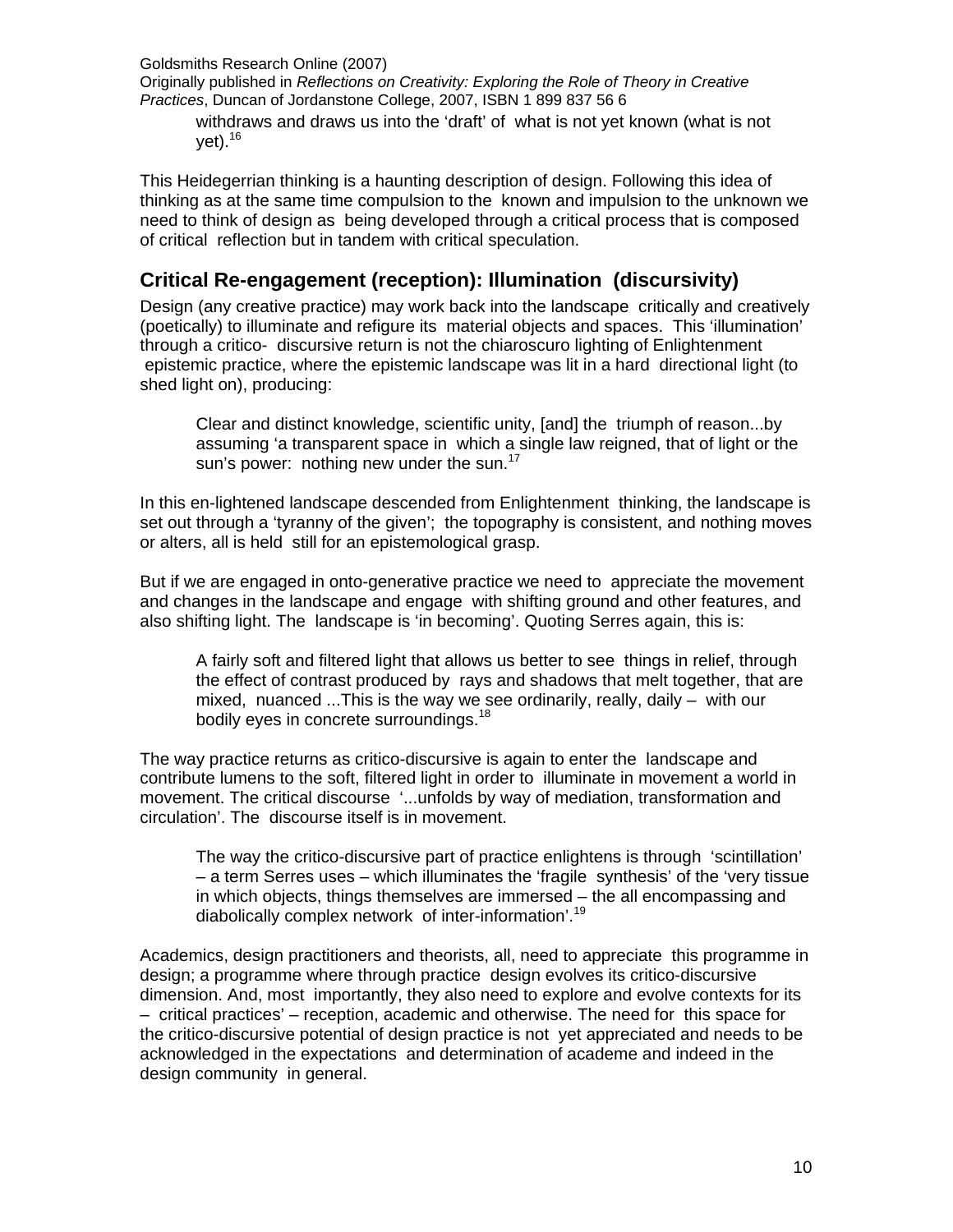withdraws and draws us into the 'draft' of what is not yet known (what is not yet).[16]

This Heidegerrian thinking is a haunting description of design. Following this idea of thinking as at the same time compulsion to the known and impulsion to the unknown we need to think of design as being developed through a critical process that is composed of critical reflection but in tandem with critical speculation.

## Critical Re-engagement (reception): Illumination (discursivity)

Design (any creative practice) may work back into the landscape critically and creatively (poetically) to illuminate and refigure its material objects and spaces. This 'illumination' through a critico- discursive return is not the chiaroscuro lighting of Enlightenment epistemic practice, where the epistemic landscape was lit in a hard directional light (to shed light on), producing:

> Clear and distinct knowledge, scientific unity, [and] the triumph of reason...by assuming 'a transparent space in which a single law reigned, that of light or the sun's power: nothing new under the sun.[17]

In this en-lightened landscape descended from Enlightenment thinking, the landscape is set out through a 'tyranny of the given'; the topography is consistent, and nothing moves or alters, all is held still for an epistemological grasp.

But if we are engaged in onto-generative practice we need to appreciate the movement and changes in the landscape and engage with shifting ground and other features, and also shifting light. The landscape is 'in becoming'. Quoting Serres again, this is:

> A fairly soft and filtered light that allows us better to see things in relief, through the effect of contrast produced by rays and shadows that melt together, that are mixed, nuanced ...This is the way we see ordinarily, really, daily – with our bodily eyes in concrete surroundings.[18]

The way practice returns as critico-discursive is again to enter the landscape and contribute lumens to the soft, filtered light in order to illuminate in movement a world in movement. The critical discourse '...unfolds by way of mediation, transformation and circulation'. The discourse itself is in movement.

> The way the critico-discursive part of practice enlightens is through 'scintillation' – a term Serres uses – which illuminates the 'fragile synthesis' of the 'very tissue in which objects, things themselves are immersed – the all encompassing and diabolically complex network of inter-information'.[19]

Academics, design practitioners and theorists, all, need to appreciate this programme in design; a programme where through practice design evolves its critico-discursive dimension. And, most importantly, they also need to explore and evolve contexts for its – critical practices' – reception, academic and otherwise. The need for this space for the critico-discursive potential of design practice is not yet appreciated and needs to be acknowledged in the expectations and determination of academe and indeed in the design community in general.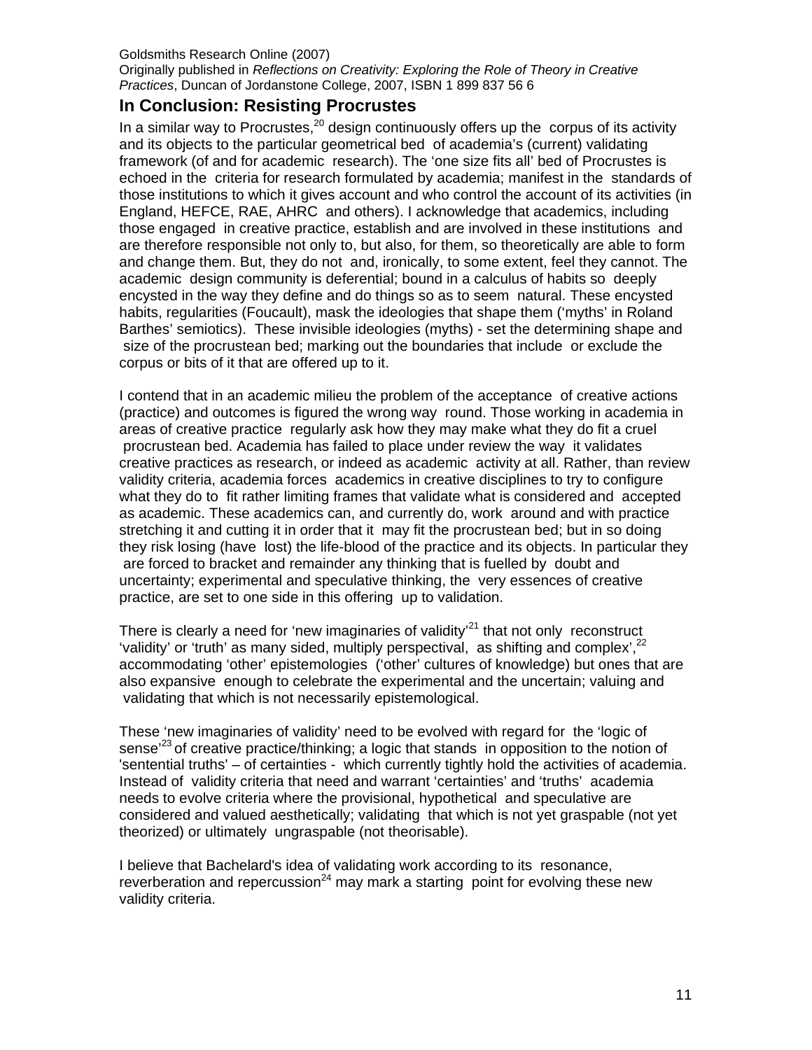## In Conclusion: Resisting Procrustes

In a similar way to Procrustes,[20] design continuously offers up the corpus of its activity and its objects to the particular geometrical bed of academia's (current) validating framework (of and for academic research). The 'one size fits all' bed of Procrustes is echoed in the criteria for research formulated by academia; manifest in the standards of those institutions to which it gives account and who control the account of its activities (in England, HEFCE, RAE, AHRC and others). I acknowledge that academics, including those engaged in creative practice, establish and are involved in these institutions and are therefore responsible not only to, but also, for them, so theoretically are able to form and change them. But, they do not and, ironically, to some extent, feel they cannot. The academic design community is deferential; bound in a calculus of habits so deeply encysted in the way they define and do things so as to seem natural. These encysted habits, regularities (Foucault), mask the ideologies that shape them ('myths' in Roland Barthes' semiotics). These invisible ideologies (myths) - set the determining shape and size of the procrustean bed; marking out the boundaries that include or exclude the corpus or bits of it that are offered up to it.

I contend that in an academic milieu the problem of the acceptance of creative actions (practice) and outcomes is figured the wrong way round. Those working in academia in areas of creative practice regularly ask how they may make what they do fit a cruel procrustean bed. Academia has failed to place under review the way it validates creative practices as research, or indeed as academic activity at all. Rather, than review validity criteria, academia forces academics in creative disciplines to try to configure what they do to fit rather limiting frames that validate what is considered and accepted as academic. These academics can, and currently do, work around and with practice stretching it and cutting it in order that it may fit the procrustean bed; but in so doing they risk losing (have lost) the life-blood of the practice and its objects. In particular they are forced to bracket and remainder any thinking that is fuelled by doubt and uncertainty; experimental and speculative thinking, the very essences of creative practice, are set to one side in this offering up to validation.

There is clearly a need for 'new imaginaries of validity'[21] that not only reconstruct 'validity' or 'truth' as many sided, multiply perspectival, as shifting and complex',[22] accommodating 'other' epistemologies ('other' cultures of knowledge) but ones that are also expansive enough to celebrate the experimental and the uncertain; valuing and validating that which is not necessarily epistemological.

These 'new imaginaries of validity' need to be evolved with regard for the 'logic of sense'[23] of creative practice/thinking; a logic that stands in opposition to the notion of 'sentential truths' – of certainties - which currently tightly hold the activities of academia. Instead of validity criteria that need and warrant 'certainties' and 'truths' academia needs to evolve criteria where the provisional, hypothetical and speculative are considered and valued aesthetically; validating that which is not yet graspable (not yet theorized) or ultimately ungraspable (not theorisable).

I believe that Bachelard's idea of validating work according to its resonance, reverberation and repercussion[24] may mark a starting point for evolving these new validity criteria.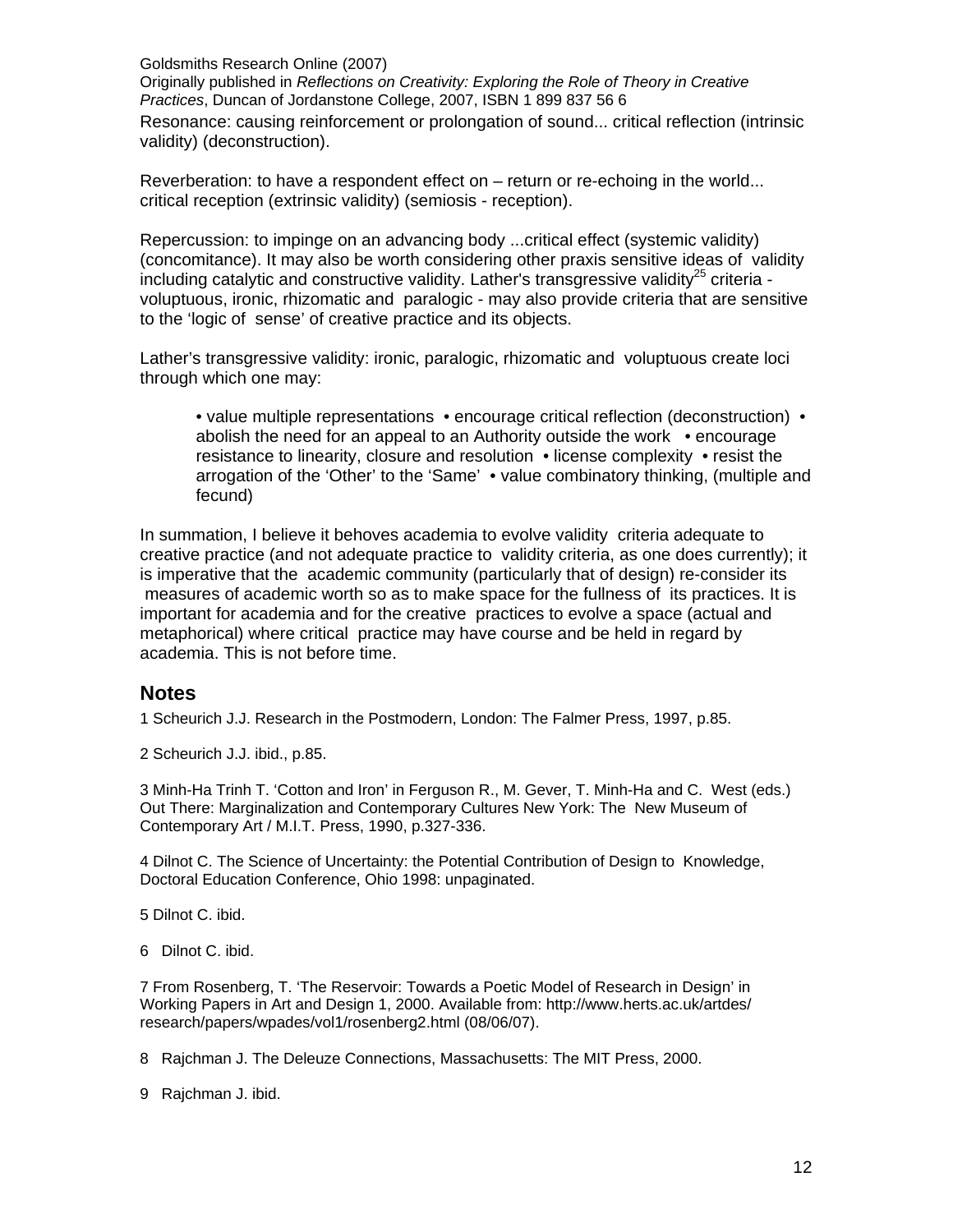Resonance: causing reinforcement or prolongation of sound... critical reflection (intrinsic validity) (deconstruction).

Reverberation: to have a respondent effect on – return or re-echoing in the world... critical reception (extrinsic validity) (semiosis - reception).

Repercussion: to impinge on an advancing body ...critical effect (systemic validity) (concomitance). It may also be worth considering other praxis sensitive ideas of validity including catalytic and constructive validity. Lather's transgressive validity[25] criteria - voluptuous, ironic, rhizomatic and paralogic - may also provide criteria that are sensitive to the 'logic of sense' of creative practice and its objects.

Lather's transgressive validity: ironic, paralogic, rhizomatic and voluptuous create loci through which one may:

> • value multiple representations • encourage critical reflection (deconstruction) • abolish the need for an appeal to an Authority outside the work • encourage resistance to linearity, closure and resolution • license complexity • resist the arrogation of the 'Other' to the 'Same' • value combinatory thinking, (multiple and fecund)

In summation, I believe it behoves academia to evolve validity criteria adequate to creative practice (and not adequate practice to validity criteria, as one does currently); it is imperative that the academic community (particularly that of design) re-consider its measures of academic worth so as to make space for the fullness of its practices. It is important for academia and for the creative practices to evolve a space (actual and metaphorical) where critical practice may have course and be held in regard by academia. This is not before time.

## Notes

1 Scheurich J.J. Research in the Postmodern, London: The Falmer Press, 1997, p.85.

2 Scheurich J.J. ibid., p.85.

3 Minh-Ha Trinh T. 'Cotton and Iron' in Ferguson R., M. Gever, T. Minh-Ha and C. West (eds.) Out There: Marginalization and Contemporary Cultures New York: The New Museum of Contemporary Art / M.I.T. Press, 1990, p.327-336.

4 Dilnot C. The Science of Uncertainty: the Potential Contribution of Design to Knowledge, Doctoral Education Conference, Ohio 1998: unpaginated.

5 Dilnot C. ibid.

6 Dilnot C. ibid.

7 From Rosenberg, T. 'The Reservoir: Towards a Poetic Model of Research in Design' in Working Papers in Art and Design 1, 2000. Available from: http://www.herts.ac.uk/artdes/research/papers/wpades/vol1/rosenberg2.html (08/06/07).

8 Rajchman J. The Deleuze Connections, Massachusetts: The MIT Press, 2000.

9 Rajchman J. ibid.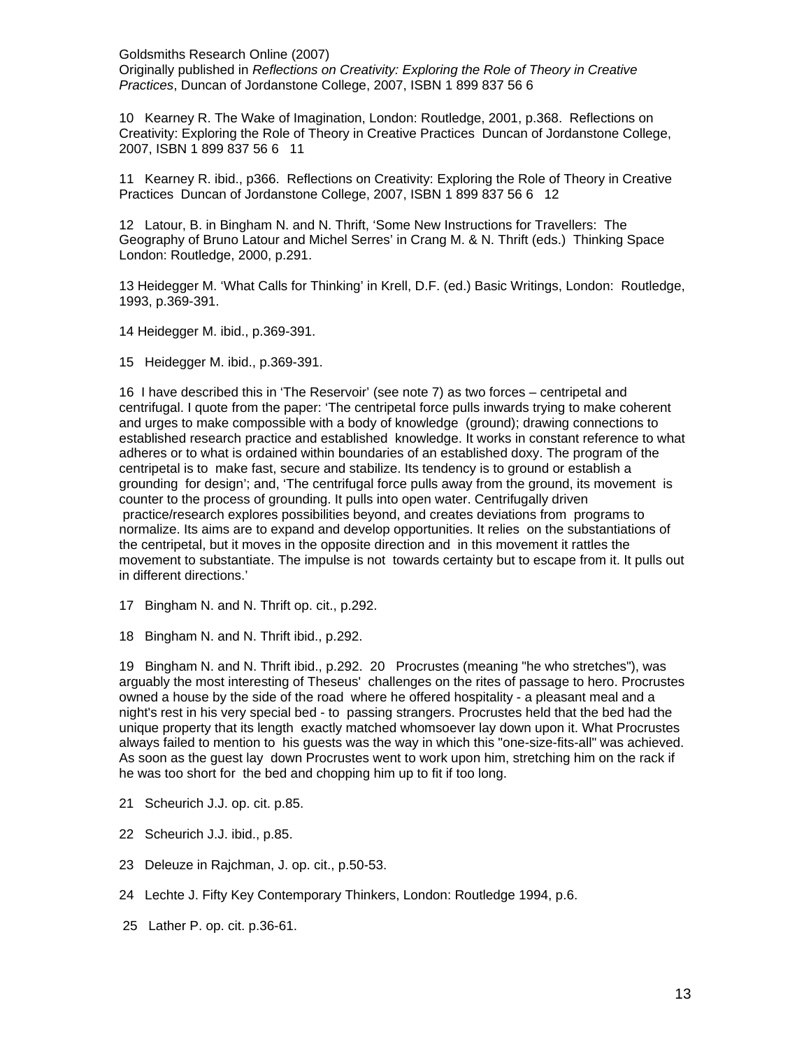Goldsmiths Research Online (2007)
Originally published in *Reflections on Creativity: Exploring the Role of Theory in Creative Practices*, Duncan of Jordanstone College, 2007, ISBN 1 899 837 56 6

10 Kearney R. The Wake of Imagination, London: Routledge, 2001, p.368. Reflections on Creativity: Exploring the Role of Theory in Creative Practices Duncan of Jordanstone College, 2007, ISBN 1 899 837 56 6 11

11 Kearney R. ibid., p366. Reflections on Creativity: Exploring the Role of Theory in Creative Practices Duncan of Jordanstone College, 2007, ISBN 1 899 837 56 6 12

12 Latour, B. in Bingham N. and N. Thrift, 'Some New Instructions for Travellers: The Geography of Bruno Latour and Michel Serres' in Crang M. & N. Thrift (eds.) Thinking Space London: Routledge, 2000, p.291.

13 Heidegger M. 'What Calls for Thinking' in Krell, D.F. (ed.) Basic Writings, London: Routledge, 1993, p.369-391.

14 Heidegger M. ibid., p.369-391.

15 Heidegger M. ibid., p.369-391.

16 I have described this in 'The Reservoir' (see note 7) as two forces – centripetal and centrifugal. I quote from the paper: 'The centripetal force pulls inwards trying to make coherent and urges to make compossible with a body of knowledge (ground); drawing connections to established research practice and established knowledge. It works in constant reference to what adheres or to what is ordained within boundaries of an established doxy. The program of the centripetal is to make fast, secure and stabilize. Its tendency is to ground or establish a grounding for design'; and, 'The centrifugal force pulls away from the ground, its movement is counter to the process of grounding. It pulls into open water. Centrifugally driven practice/research explores possibilities beyond, and creates deviations from programs to normalize. Its aims are to expand and develop opportunities. It relies on the substantiations of the centripetal, but it moves in the opposite direction and in this movement it rattles the movement to substantiate. The impulse is not towards certainty but to escape from it. It pulls out in different directions.'

17 Bingham N. and N. Thrift op. cit., p.292.

18 Bingham N. and N. Thrift ibid., p.292.

19 Bingham N. and N. Thrift ibid., p.292. 20 Procrustes (meaning "he who stretches"), was arguably the most interesting of Theseus' challenges on the rites of passage to hero. Procrustes owned a house by the side of the road where he offered hospitality - a pleasant meal and a night's rest in his very special bed - to passing strangers. Procrustes held that the bed had the unique property that its length exactly matched whomsoever lay down upon it. What Procrustes always failed to mention to his guests was the way in which this "one-size-fits-all" was achieved. As soon as the guest lay down Procrustes went to work upon him, stretching him on the rack if he was too short for the bed and chopping him up to fit if too long.

21 Scheurich J.J. op. cit. p.85.

22 Scheurich J.J. ibid., p.85.

23 Deleuze in Rajchman, J. op. cit., p.50-53.

24 Lechte J. Fifty Key Contemporary Thinkers, London: Routledge 1994, p.6.

25 Lather P. op. cit. p.36-61.